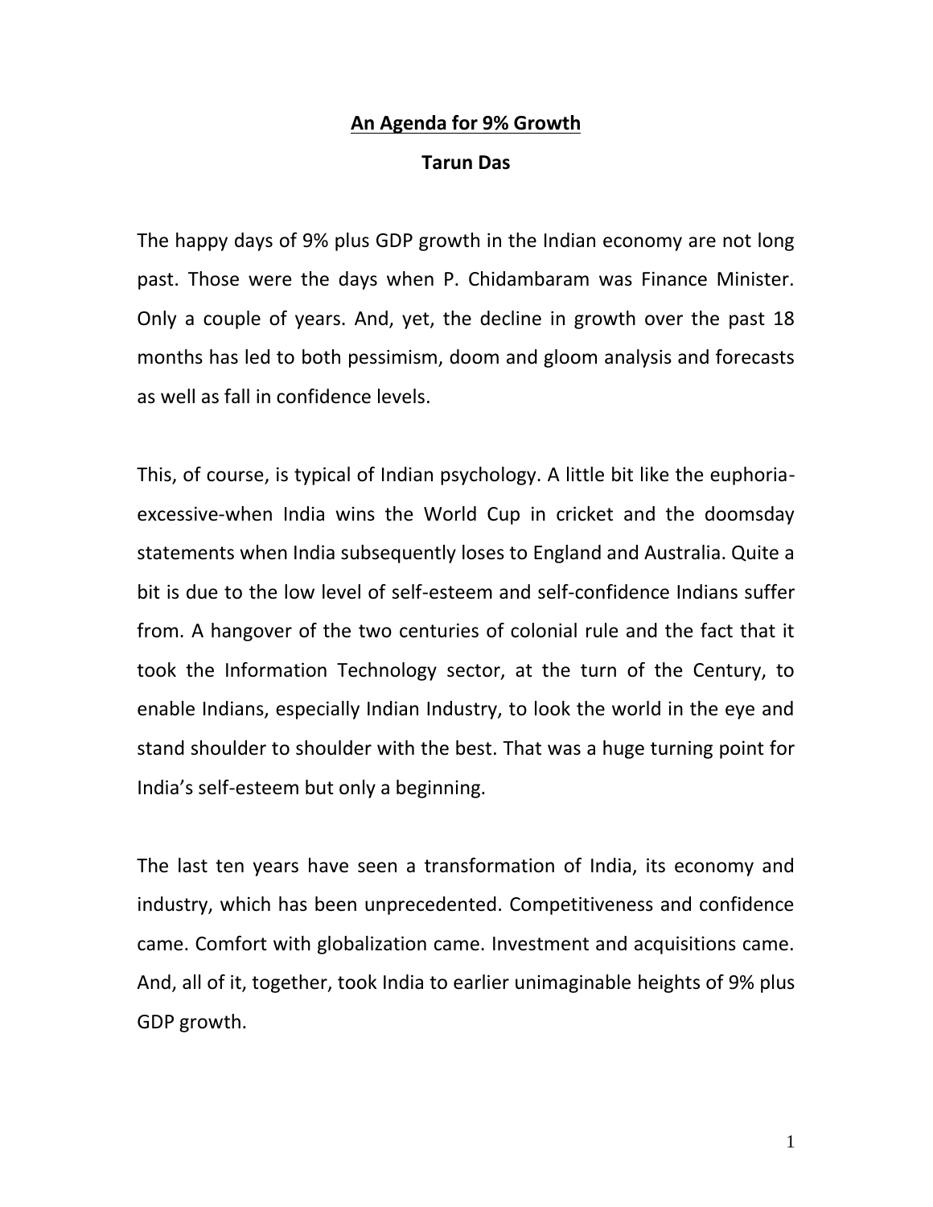# An Agenda for 9% Growth

**Tarun Das**

The happy days of 9% plus GDP growth in the Indian economy are not long past. Those were the days when P. Chidambaram was Finance Minister. Only a couple of years. And, yet, the decline in growth over the past 18 months has led to both pessimism, doom and gloom analysis and forecasts as well as fall in confidence levels.

This, of course, is typical of Indian psychology. A little bit like the euphoria-excessive-when India wins the World Cup in cricket and the doomsday statements when India subsequently loses to England and Australia. Quite a bit is due to the low level of self-esteem and self-confidence Indians suffer from. A hangover of the two centuries of colonial rule and the fact that it took the Information Technology sector, at the turn of the Century, to enable Indians, especially Indian Industry, to look the world in the eye and stand shoulder to shoulder with the best. That was a huge turning point for India's self-esteem but only a beginning.

The last ten years have seen a transformation of India, its economy and industry, which has been unprecedented. Competitiveness and confidence came. Comfort with globalization came. Investment and acquisitions came. And, all of it, together, took India to earlier unimaginable heights of 9% plus GDP growth.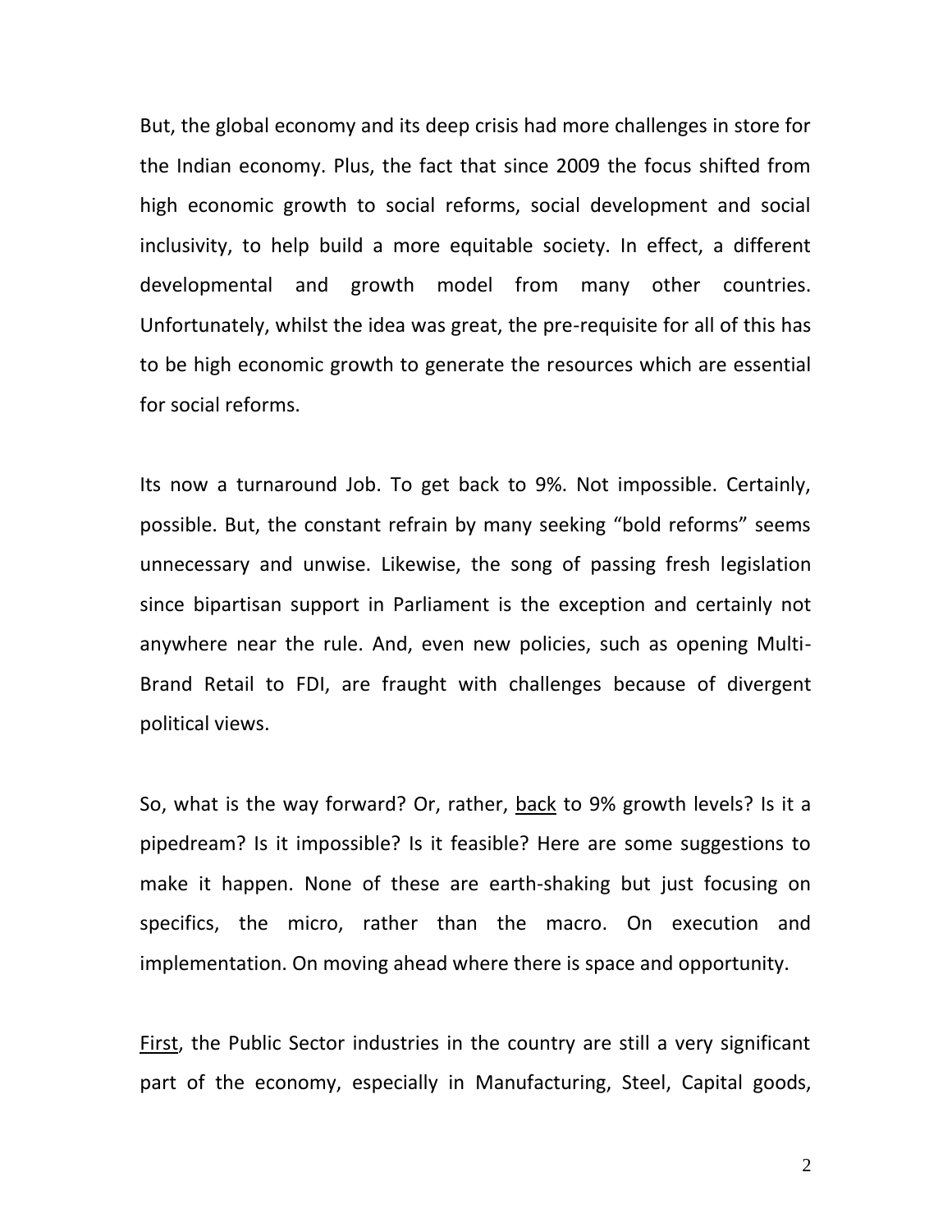But, the global economy and its deep crisis had more challenges in store for the Indian economy. Plus, the fact that since 2009 the focus shifted from high economic growth to social reforms, social development and social inclusivity, to help build a more equitable society. In effect, a different developmental and growth model from many other countries. Unfortunately, whilst the idea was great, the pre-requisite for all of this has to be high economic growth to generate the resources which are essential for social reforms.

Its now a turnaround Job. To get back to 9%. Not impossible. Certainly, possible. But, the constant refrain by many seeking "bold reforms" seems unnecessary and unwise. Likewise, the song of passing fresh legislation since bipartisan support in Parliament is the exception and certainly not anywhere near the rule. And, even new policies, such as opening Multi-Brand Retail to FDI, are fraught with challenges because of divergent political views.

So, what is the way forward? Or, rather, <u>back</u> to 9% growth levels? Is it a pipedream? Is it impossible? Is it feasible? Here are some suggestions to make it happen. None of these are earth-shaking but just focusing on specifics, the micro, rather than the macro. On execution and implementation. On moving ahead where there is space and opportunity.

<u>First</u>, the Public Sector industries in the country are still a very significant part of the economy, especially in Manufacturing, Steel, Capital goods,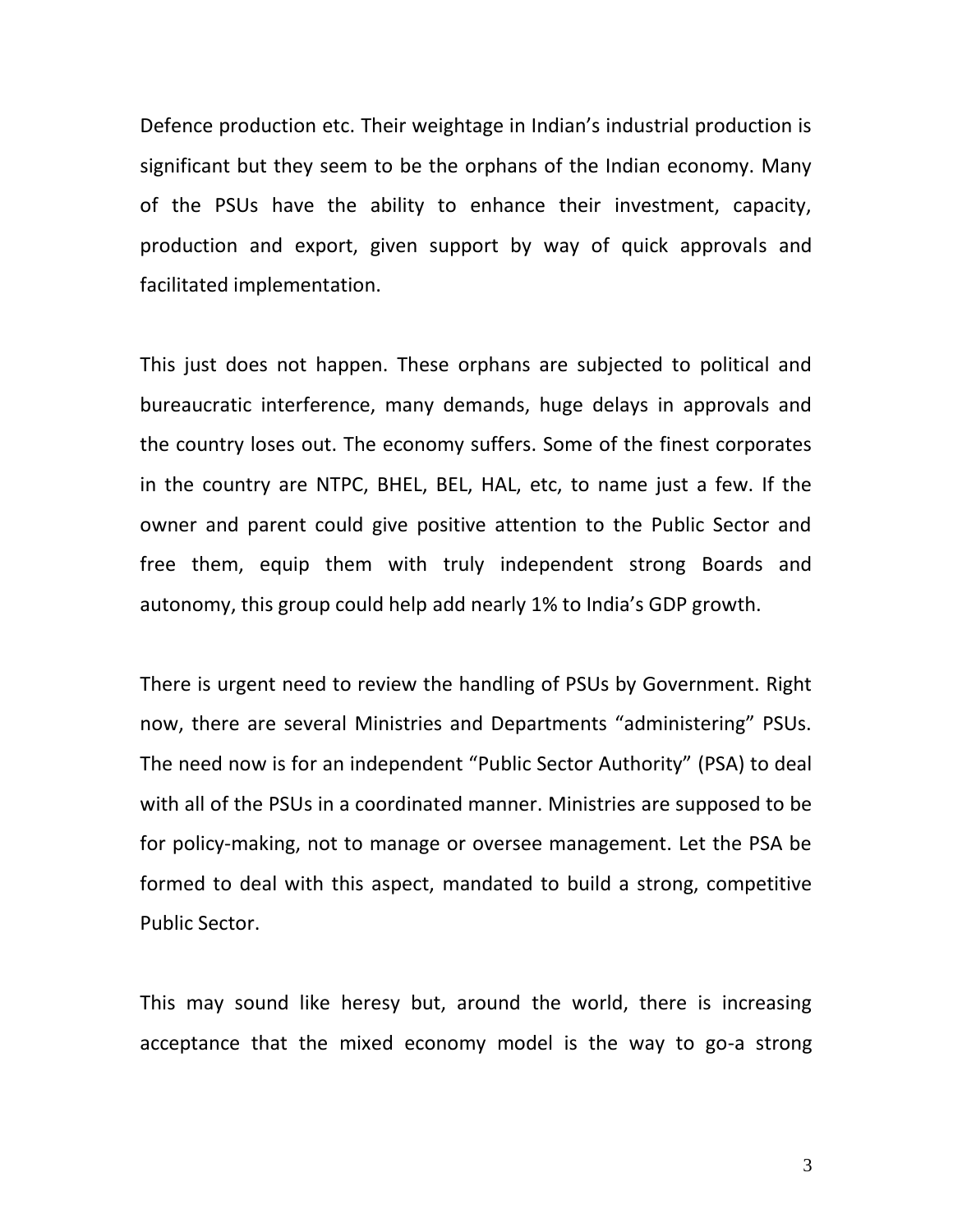Defence production etc. Their weightage in Indian's industrial production is significant but they seem to be the orphans of the Indian economy. Many of the PSUs have the ability to enhance their investment, capacity, production and export, given support by way of quick approvals and facilitated implementation.

This just does not happen. These orphans are subjected to political and bureaucratic interference, many demands, huge delays in approvals and the country loses out. The economy suffers. Some of the finest corporates in the country are NTPC, BHEL, BEL, HAL, etc, to name just a few. If the owner and parent could give positive attention to the Public Sector and free them, equip them with truly independent strong Boards and autonomy, this group could help add nearly 1% to India's GDP growth.

There is urgent need to review the handling of PSUs by Government. Right now, there are several Ministries and Departments "administering" PSUs. The need now is for an independent "Public Sector Authority" (PSA) to deal with all of the PSUs in a coordinated manner. Ministries are supposed to be for policy-making, not to manage or oversee management. Let the PSA be formed to deal with this aspect, mandated to build a strong, competitive Public Sector.

This may sound like heresy but, around the world, there is increasing acceptance that the mixed economy model is the way to go-a strong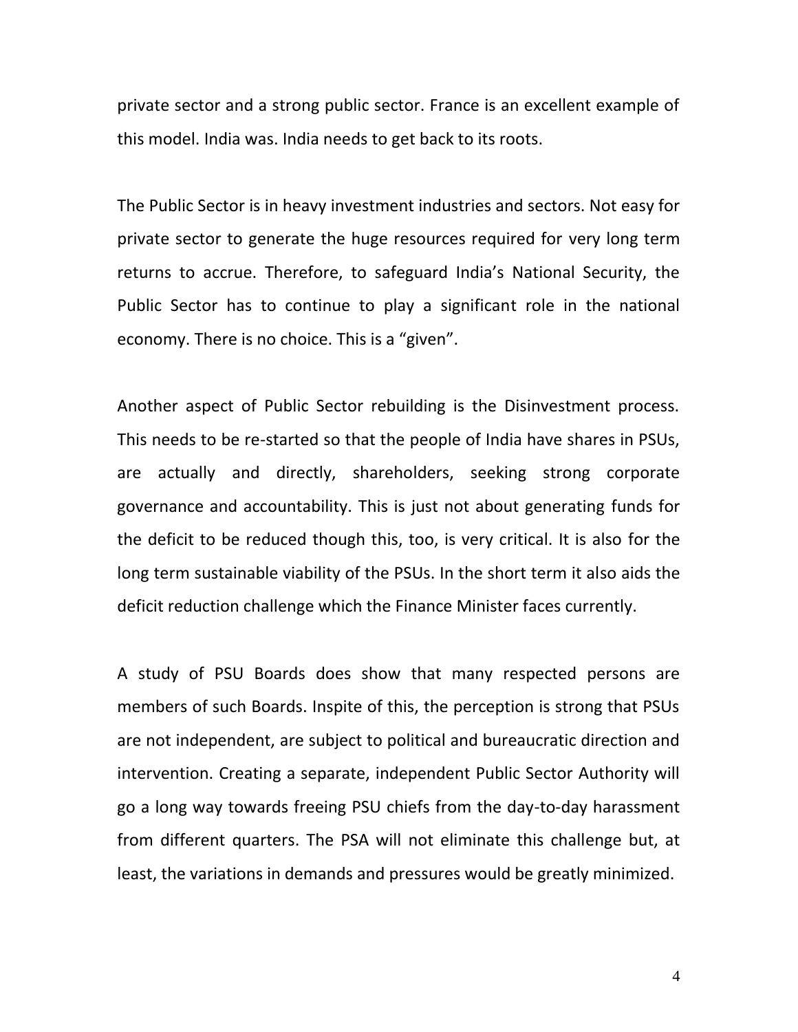private sector and a strong public sector. France is an excellent example of this model. India was. India needs to get back to its roots.

The Public Sector is in heavy investment industries and sectors. Not easy for private sector to generate the huge resources required for very long term returns to accrue. Therefore, to safeguard India's National Security, the Public Sector has to continue to play a significant role in the national economy. There is no choice. This is a "given".

Another aspect of Public Sector rebuilding is the Disinvestment process. This needs to be re-started so that the people of India have shares in PSUs, are actually and directly, shareholders, seeking strong corporate governance and accountability. This is just not about generating funds for the deficit to be reduced though this, too, is very critical. It is also for the long term sustainable viability of the PSUs. In the short term it also aids the deficit reduction challenge which the Finance Minister faces currently.

A study of PSU Boards does show that many respected persons are members of such Boards. Inspite of this, the perception is strong that PSUs are not independent, are subject to political and bureaucratic direction and intervention. Creating a separate, independent Public Sector Authority will go a long way towards freeing PSU chiefs from the day-to-day harassment from different quarters. The PSA will not eliminate this challenge but, at least, the variations in demands and pressures would be greatly minimized.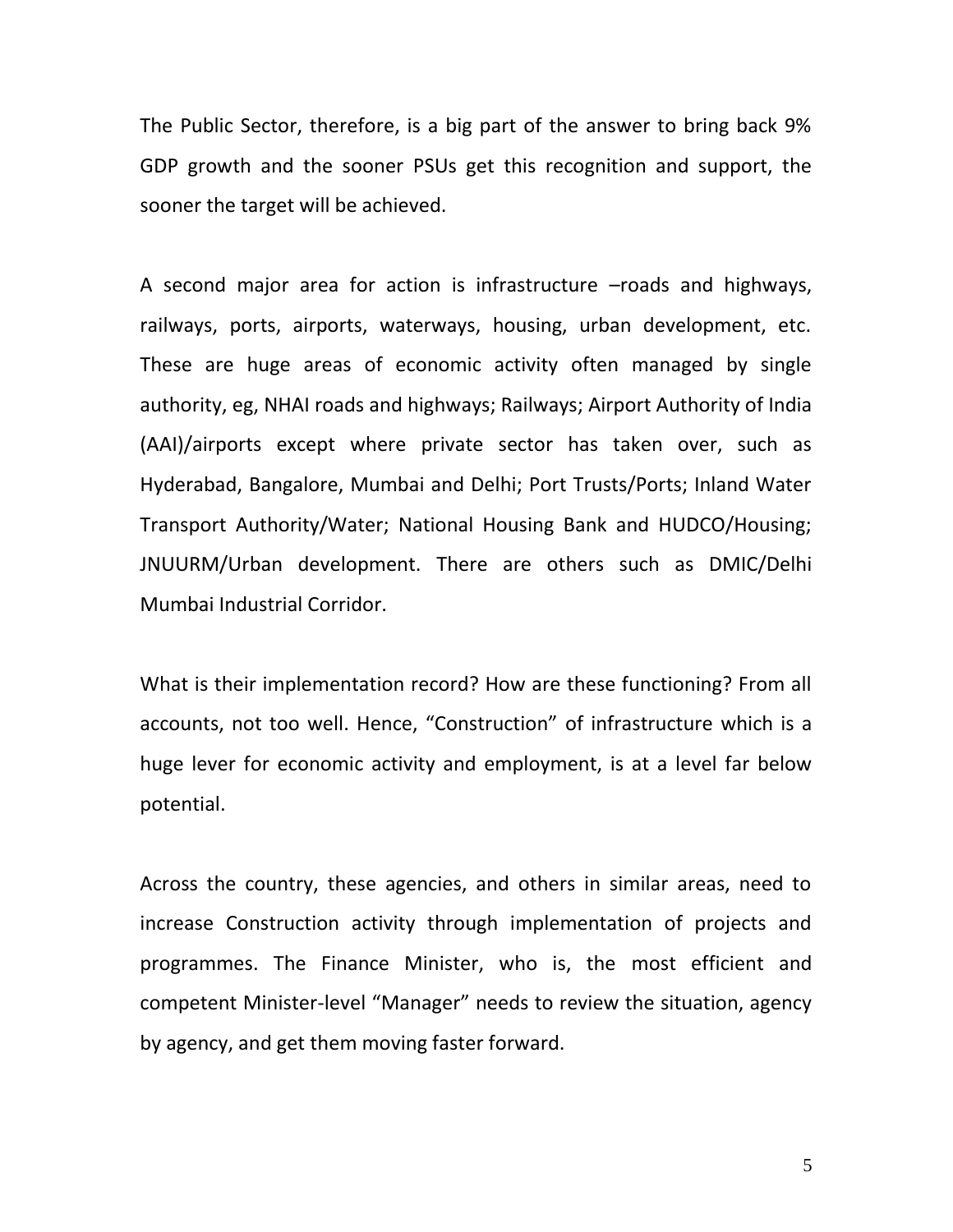The Public Sector, therefore, is a big part of the answer to bring back 9% GDP growth and the sooner PSUs get this recognition and support, the sooner the target will be achieved.

A second major area for action is infrastructure –roads and highways, railways, ports, airports, waterways, housing, urban development, etc. These are huge areas of economic activity often managed by single authority, eg, NHAI roads and highways; Railways; Airport Authority of India (AAI)/airports except where private sector has taken over, such as Hyderabad, Bangalore, Mumbai and Delhi; Port Trusts/Ports; Inland Water Transport Authority/Water; National Housing Bank and HUDCO/Housing; JNUURM/Urban development. There are others such as DMIC/Delhi Mumbai Industrial Corridor.

What is their implementation record? How are these functioning? From all accounts, not too well. Hence, "Construction" of infrastructure which is a huge lever for economic activity and employment, is at a level far below potential.

Across the country, these agencies, and others in similar areas, need to increase Construction activity through implementation of projects and programmes. The Finance Minister, who is, the most efficient and competent Minister-level "Manager" needs to review the situation, agency by agency, and get them moving faster forward.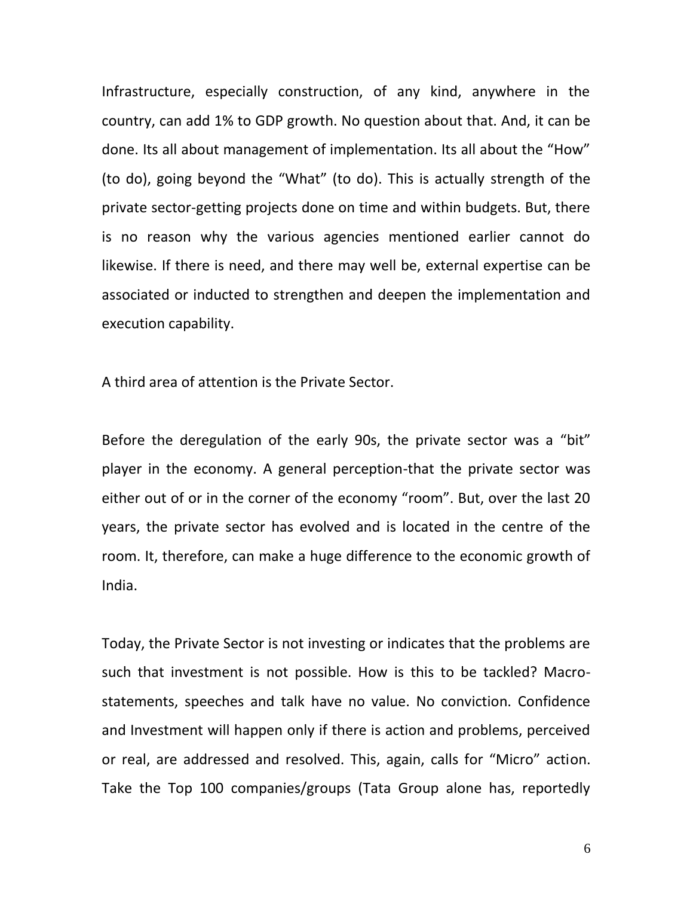Infrastructure, especially construction, of any kind, anywhere in the country, can add 1% to GDP growth. No question about that. And, it can be done. Its all about management of implementation. Its all about the "How" (to do), going beyond the "What" (to do). This is actually strength of the private sector-getting projects done on time and within budgets. But, there is no reason why the various agencies mentioned earlier cannot do likewise. If there is need, and there may well be, external expertise can be associated or inducted to strengthen and deepen the implementation and execution capability.

A third area of attention is the Private Sector.

Before the deregulation of the early 90s, the private sector was a "bit" player in the economy. A general perception-that the private sector was either out of or in the corner of the economy "room". But, over the last 20 years, the private sector has evolved and is located in the centre of the room. It, therefore, can make a huge difference to the economic growth of India.

Today, the Private Sector is not investing or indicates that the problems are such that investment is not possible. How is this to be tackled? Macro-statements, speeches and talk have no value. No conviction. Confidence and Investment will happen only if there is action and problems, perceived or real, are addressed and resolved. This, again, calls for "Micro" action. Take the Top 100 companies/groups (Tata Group alone has, reportedly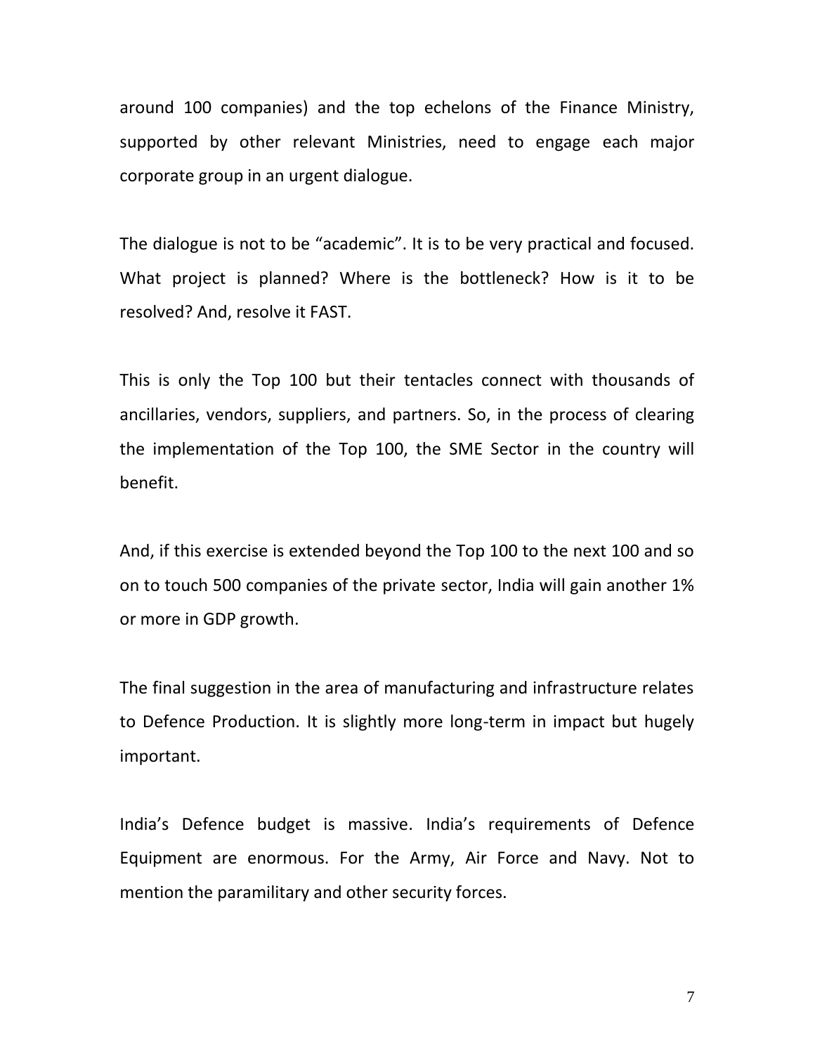around 100 companies) and the top echelons of the Finance Ministry, supported by other relevant Ministries, need to engage each major corporate group in an urgent dialogue.

The dialogue is not to be "academic". It is to be very practical and focused. What project is planned? Where is the bottleneck? How is it to be resolved? And, resolve it FAST.

This is only the Top 100 but their tentacles connect with thousands of ancillaries, vendors, suppliers, and partners. So, in the process of clearing the implementation of the Top 100, the SME Sector in the country will benefit.

And, if this exercise is extended beyond the Top 100 to the next 100 and so on to touch 500 companies of the private sector, India will gain another 1% or more in GDP growth.

The final suggestion in the area of manufacturing and infrastructure relates to Defence Production. It is slightly more long-term in impact but hugely important.

India's Defence budget is massive. India's requirements of Defence Equipment are enormous. For the Army, Air Force and Navy. Not to mention the paramilitary and other security forces.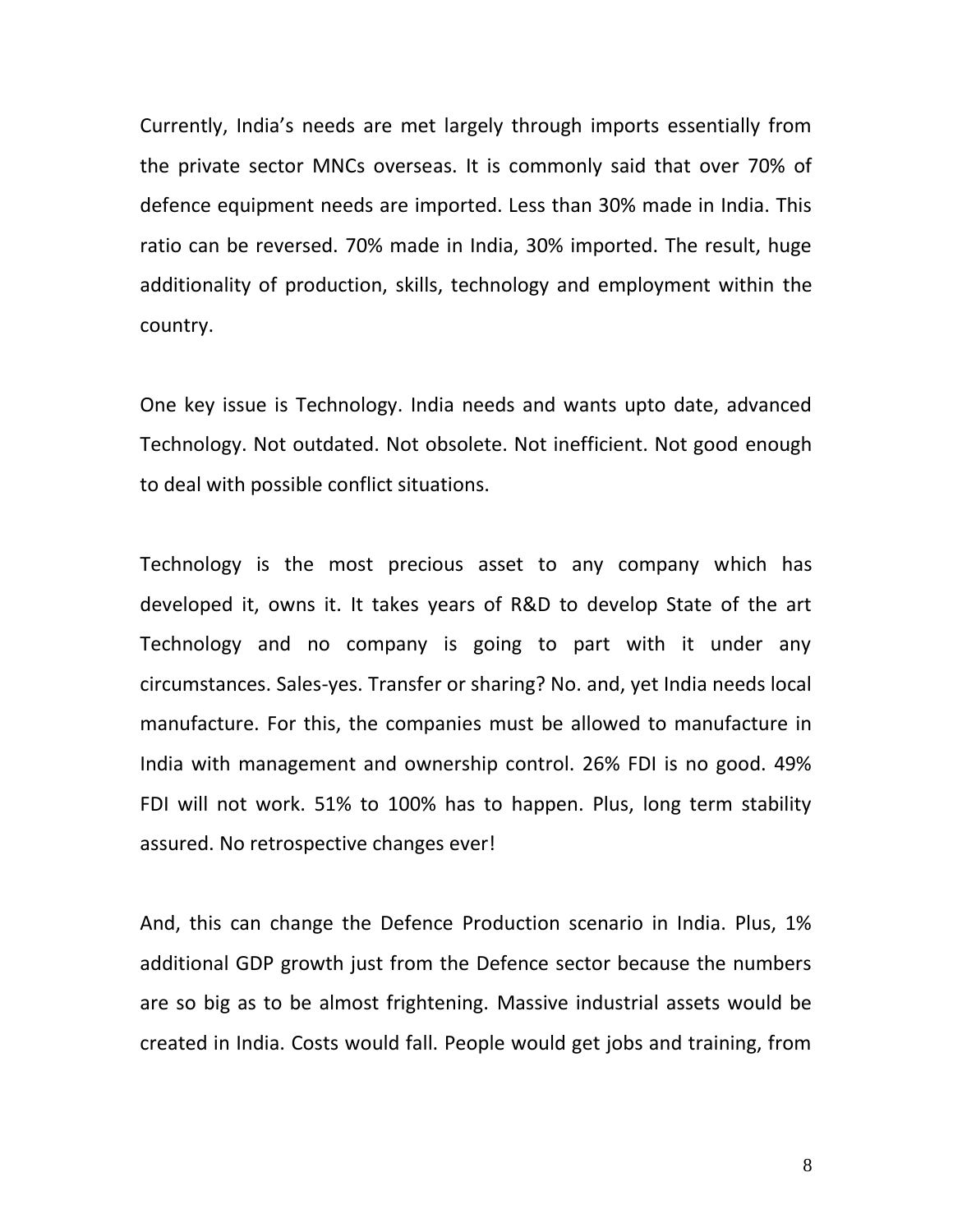Currently, India's needs are met largely through imports essentially from the private sector MNCs overseas. It is commonly said that over 70% of defence equipment needs are imported. Less than 30% made in India. This ratio can be reversed. 70% made in India, 30% imported. The result, huge additionality of production, skills, technology and employment within the country.

One key issue is Technology. India needs and wants upto date, advanced Technology. Not outdated. Not obsolete. Not inefficient. Not good enough to deal with possible conflict situations.

Technology is the most precious asset to any company which has developed it, owns it. It takes years of R&D to develop State of the art Technology and no company is going to part with it under any circumstances. Sales-yes. Transfer or sharing? No. and, yet India needs local manufacture. For this, the companies must be allowed to manufacture in India with management and ownership control. 26% FDI is no good. 49% FDI will not work. 51% to 100% has to happen. Plus, long term stability assured. No retrospective changes ever!

And, this can change the Defence Production scenario in India. Plus, 1% additional GDP growth just from the Defence sector because the numbers are so big as to be almost frightening. Massive industrial assets would be created in India. Costs would fall. People would get jobs and training, from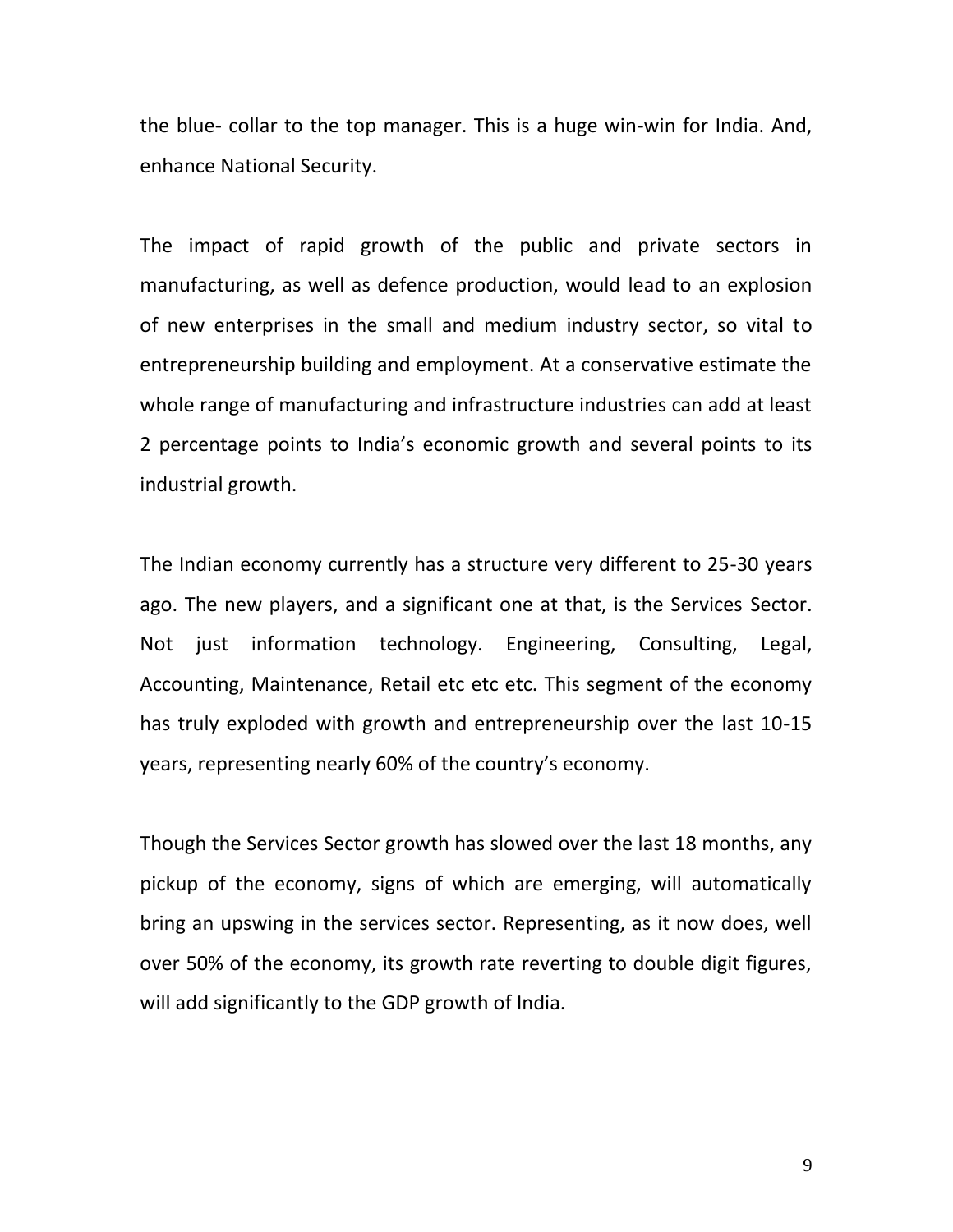the blue- collar to the top manager. This is a huge win-win for India. And, enhance National Security.

The impact of rapid growth of the public and private sectors in manufacturing, as well as defence production, would lead to an explosion of new enterprises in the small and medium industry sector, so vital to entrepreneurship building and employment. At a conservative estimate the whole range of manufacturing and infrastructure industries can add at least 2 percentage points to India's economic growth and several points to its industrial growth.

The Indian economy currently has a structure very different to 25-30 years ago. The new players, and a significant one at that, is the Services Sector. Not just information technology. Engineering, Consulting, Legal, Accounting, Maintenance, Retail etc etc etc. This segment of the economy has truly exploded with growth and entrepreneurship over the last 10-15 years, representing nearly 60% of the country's economy.

Though the Services Sector growth has slowed over the last 18 months, any pickup of the economy, signs of which are emerging, will automatically bring an upswing in the services sector. Representing, as it now does, well over 50% of the economy, its growth rate reverting to double digit figures, will add significantly to the GDP growth of India.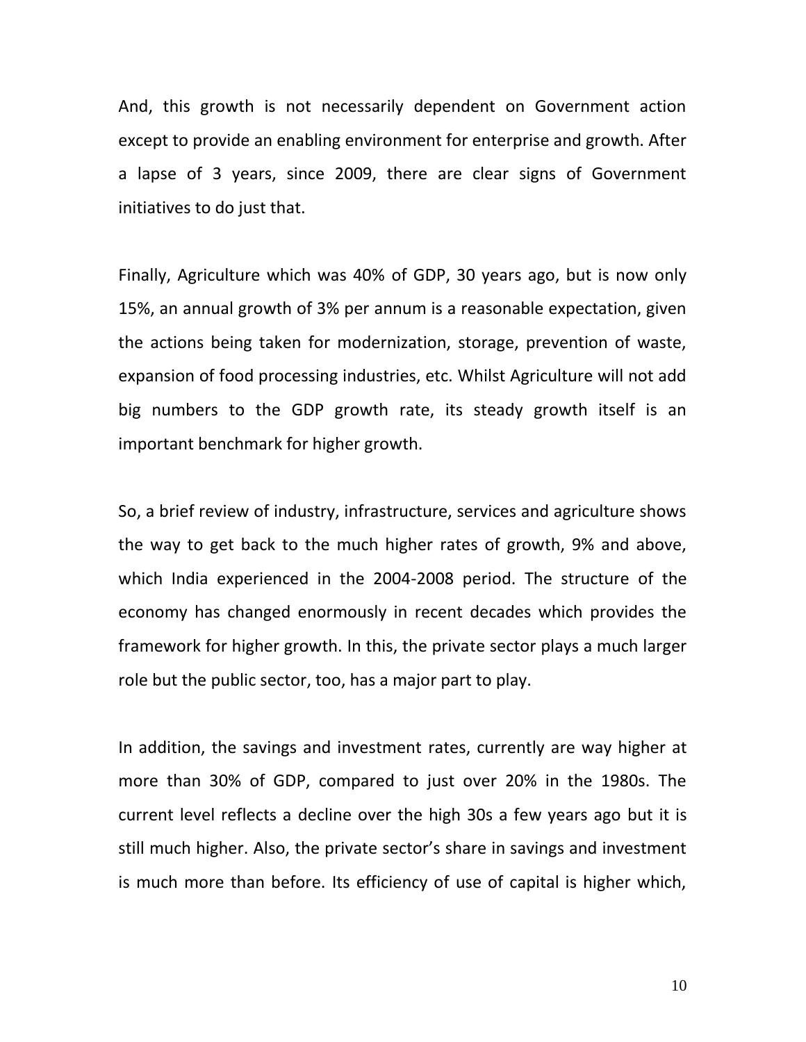And, this growth is not necessarily dependent on Government action except to provide an enabling environment for enterprise and growth. After a lapse of 3 years, since 2009, there are clear signs of Government initiatives to do just that.

Finally, Agriculture which was 40% of GDP, 30 years ago, but is now only 15%, an annual growth of 3% per annum is a reasonable expectation, given the actions being taken for modernization, storage, prevention of waste, expansion of food processing industries, etc. Whilst Agriculture will not add big numbers to the GDP growth rate, its steady growth itself is an important benchmark for higher growth.

So, a brief review of industry, infrastructure, services and agriculture shows the way to get back to the much higher rates of growth, 9% and above, which India experienced in the 2004-2008 period. The structure of the economy has changed enormously in recent decades which provides the framework for higher growth. In this, the private sector plays a much larger role but the public sector, too, has a major part to play.

In addition, the savings and investment rates, currently are way higher at more than 30% of GDP, compared to just over 20% in the 1980s. The current level reflects a decline over the high 30s a few years ago but it is still much higher. Also, the private sector's share in savings and investment is much more than before. Its efficiency of use of capital is higher which,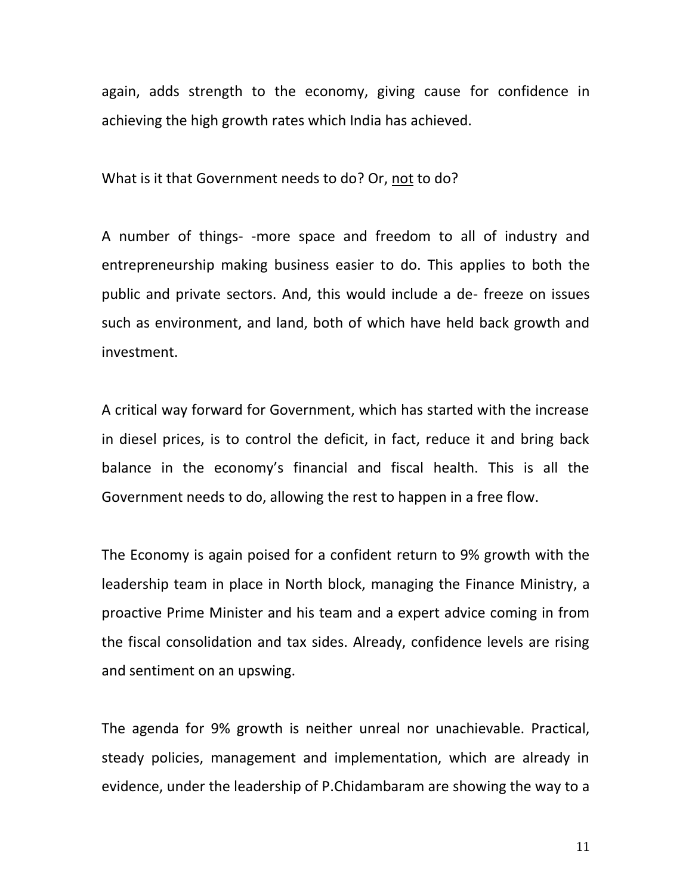again, adds strength to the economy, giving cause for confidence in achieving the high growth rates which India has achieved.

What is it that Government needs to do? Or, <u>not</u> to do?

A number of things- -more space and freedom to all of industry and entrepreneurship making business easier to do. This applies to both the public and private sectors. And, this would include a de- freeze on issues such as environment, and land, both of which have held back growth and investment.

A critical way forward for Government, which has started with the increase in diesel prices, is to control the deficit, in fact, reduce it and bring back balance in the economy's financial and fiscal health. This is all the Government needs to do, allowing the rest to happen in a free flow.

The Economy is again poised for a confident return to 9% growth with the leadership team in place in North block, managing the Finance Ministry, a proactive Prime Minister and his team and a expert advice coming in from the fiscal consolidation and tax sides. Already, confidence levels are rising and sentiment on an upswing.

The agenda for 9% growth is neither unreal nor unachievable. Practical, steady policies, management and implementation, which are already in evidence, under the leadership of P.Chidambaram are showing the way to a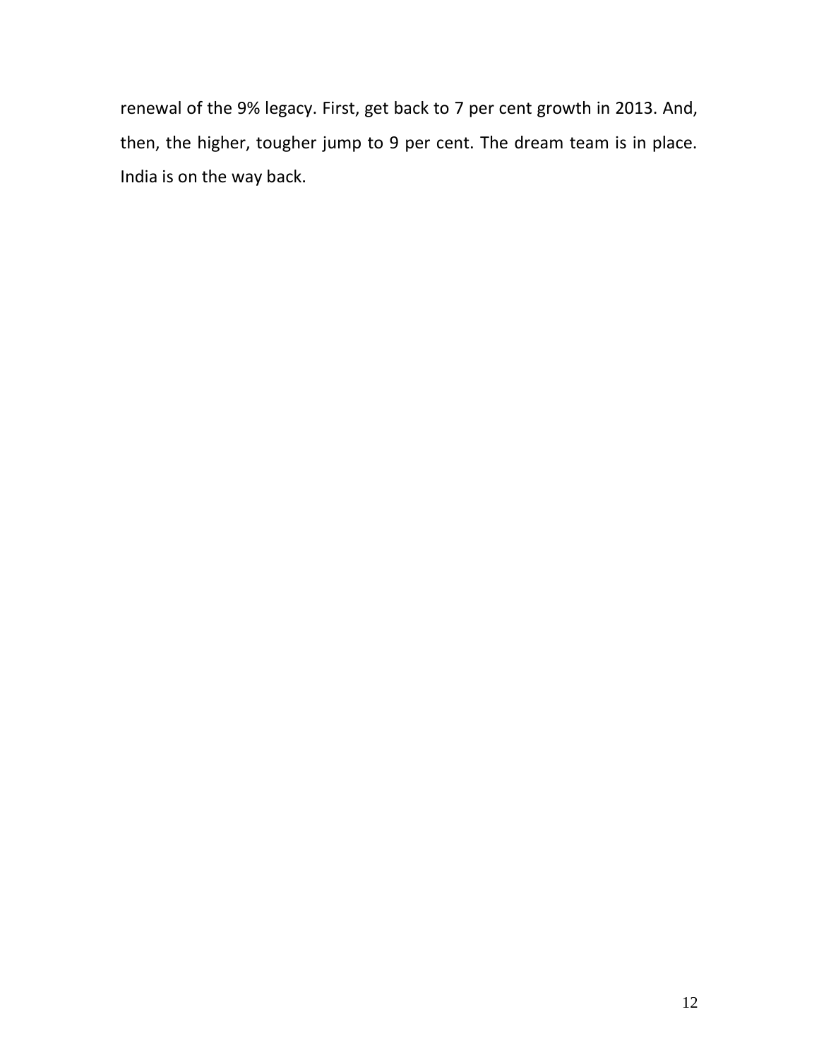renewal of the 9% legacy. First, get back to 7 per cent growth in 2013. And, then, the higher, tougher jump to 9 per cent. The dream team is in place. India is on the way back.